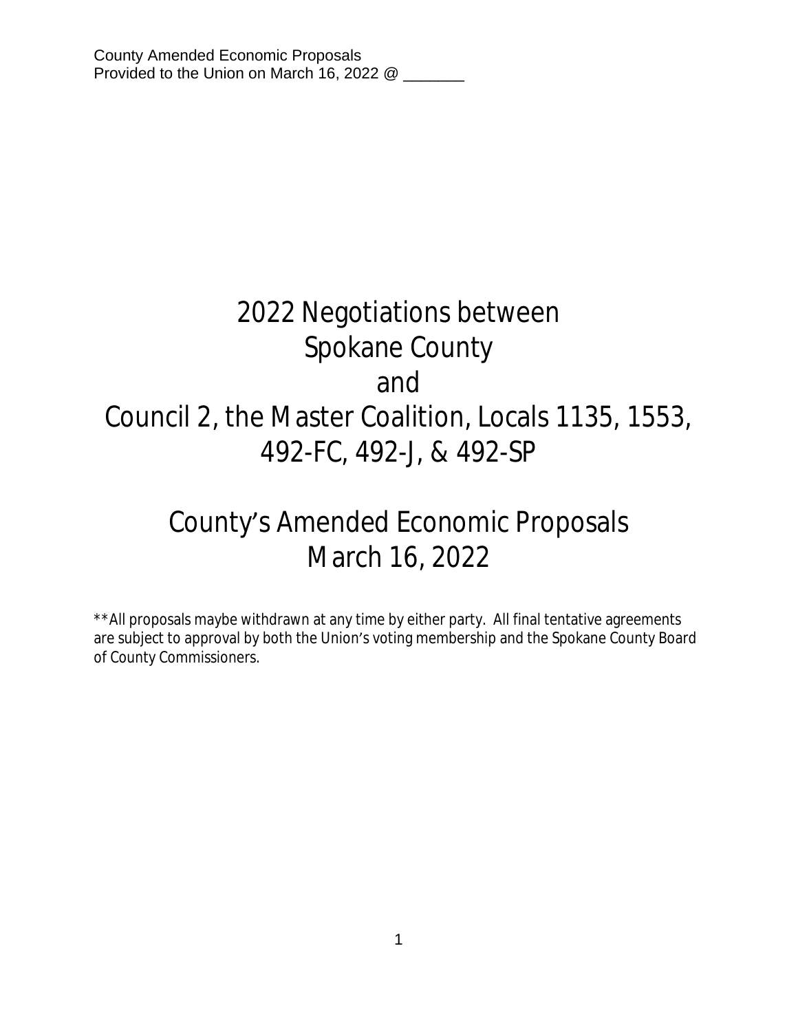County Amended Economic Proposals
Provided to the Union on March 16, 2022 @ _______

# 2022 Negotiations between Spokane County and Council 2, the Master Coalition, Locals 1135, 1553, 492-FC, 492-J, & 492-SP

# County's Amended Economic Proposals March 16, 2022

**All proposals maybe withdrawn at any time by either party. All final tentative agreements are subject to approval by both the Union's voting membership and the Spokane County Board of County Commissioners.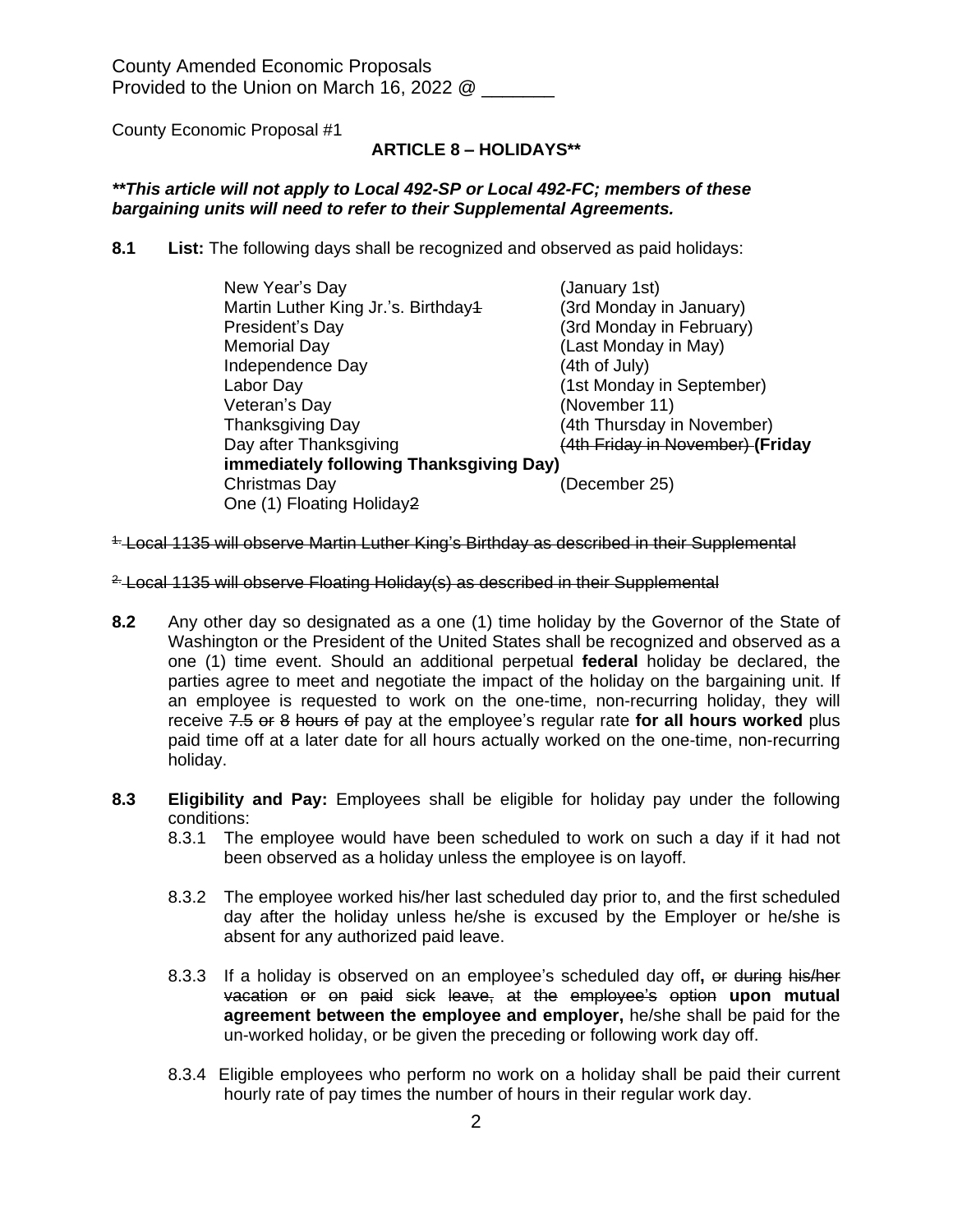County Amended Economic Proposals
Provided to the Union on March 16, 2022 @ _______

County Economic Proposal #1

## ARTICLE 8 – HOLIDAYS**

***This article will not apply to Local 492-SP or Local 492-FC; members of these bargaining units will need to refer to their Supplemental Agreements.***

**8.1 List:** The following days shall be recognized and observed as paid holidays:

| | |
|---|---|
| New Year's Day | (January 1st) |
| Martin Luther King Jr.'s. Birthday~~1~~ | (3rd Monday in January) |
| President's Day | (3rd Monday in February) |
| Memorial Day | (Last Monday in May) |
| Independence Day | (4th of July) |
| Labor Day | (1st Monday in September) |
| Veteran's Day | (November 11) |
| Thanksgiving Day | (4th Thursday in November) |
| Day after Thanksgiving | ~~(4th Friday in November)~~ **(Friday immediately following Thanksgiving Day)** |
| Christmas Day | (December 25) |
| One (1) Floating Holiday~~2~~ | |

~~1. Local 1135 will observe Martin Luther King's Birthday as described in their Supplemental~~

~~2. Local 1135 will observe Floating Holiday(s) as described in their Supplemental~~

**8.2** Any other day so designated as a one (1) time holiday by the Governor of the State of Washington or the President of the United States shall be recognized and observed as a one (1) time event. Should an additional perpetual **federal** holiday be declared, the parties agree to meet and negotiate the impact of the holiday on the bargaining unit. If an employee is requested to work on the one-time, non-recurring holiday, they will receive ~~7.5 or 8 hours of~~ pay at the employee's regular rate **for all hours worked** plus paid time off at a later date for all hours actually worked on the one-time, non-recurring holiday.

**8.3 Eligibility and Pay:** Employees shall be eligible for holiday pay under the following conditions:

8.3.1 The employee would have been scheduled to work on such a day if it had not been observed as a holiday unless the employee is on layoff.

8.3.2 The employee worked his/her last scheduled day prior to, and the first scheduled day after the holiday unless he/she is excused by the Employer or he/she is absent for any authorized paid leave.

8.3.3 If a holiday is observed on an employee's scheduled day off**,** ~~or during his/her vacation or on paid sick leave, at the employee's option~~ **upon mutual agreement between the employee and employer,** he/she shall be paid for the un-worked holiday, or be given the preceding or following work day off.

8.3.4 Eligible employees who perform no work on a holiday shall be paid their current hourly rate of pay times the number of hours in their regular work day.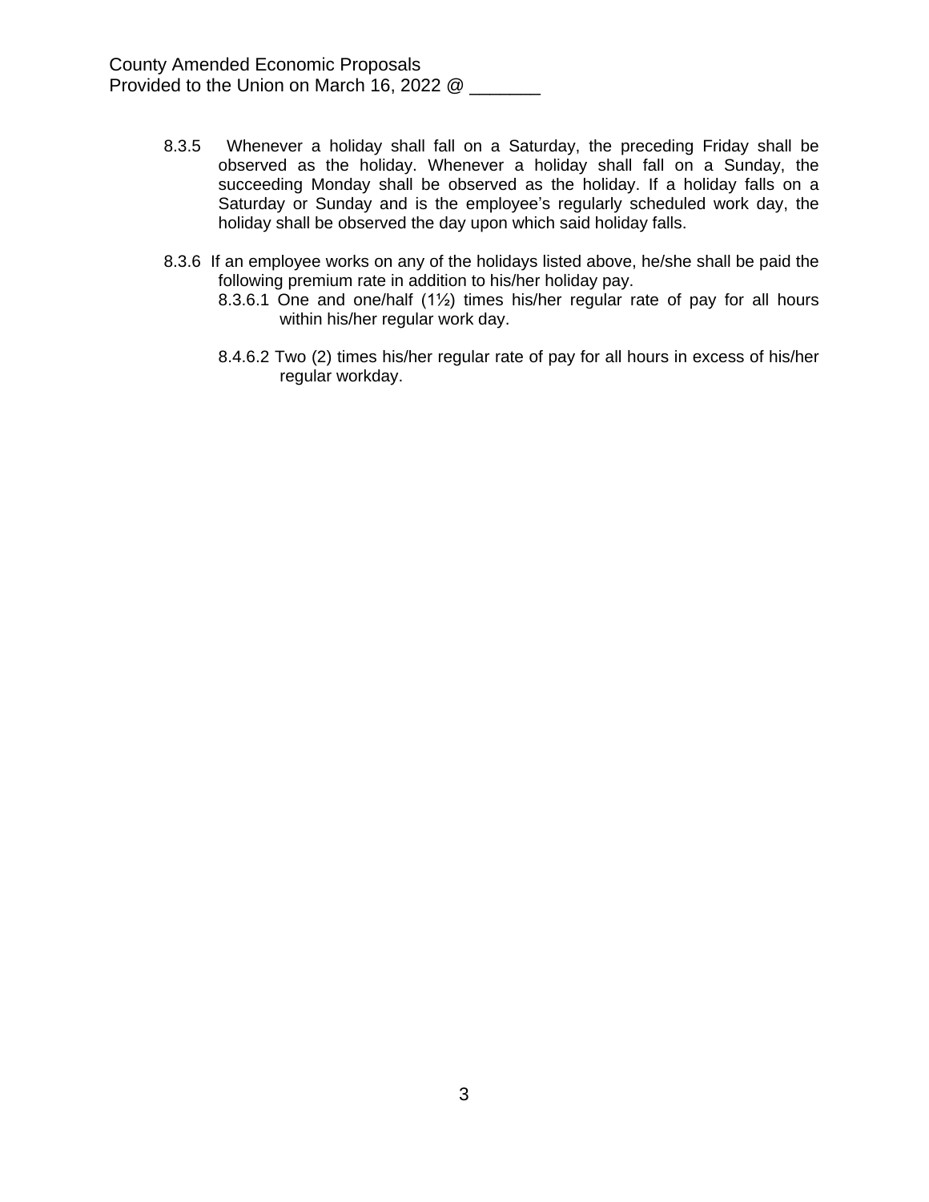8.3.5 Whenever a holiday shall fall on a Saturday, the preceding Friday shall be observed as the holiday. Whenever a holiday shall fall on a Sunday, the succeeding Monday shall be observed as the holiday. If a holiday falls on a Saturday or Sunday and is the employee's regularly scheduled work day, the holiday shall be observed the day upon which said holiday falls.

8.3.6 If an employee works on any of the holidays listed above, he/she shall be paid the following premium rate in addition to his/her holiday pay.

8.3.6.1 One and one/half (1½) times his/her regular rate of pay for all hours within his/her regular work day.

8.4.6.2 Two (2) times his/her regular rate of pay for all hours in excess of his/her regular workday.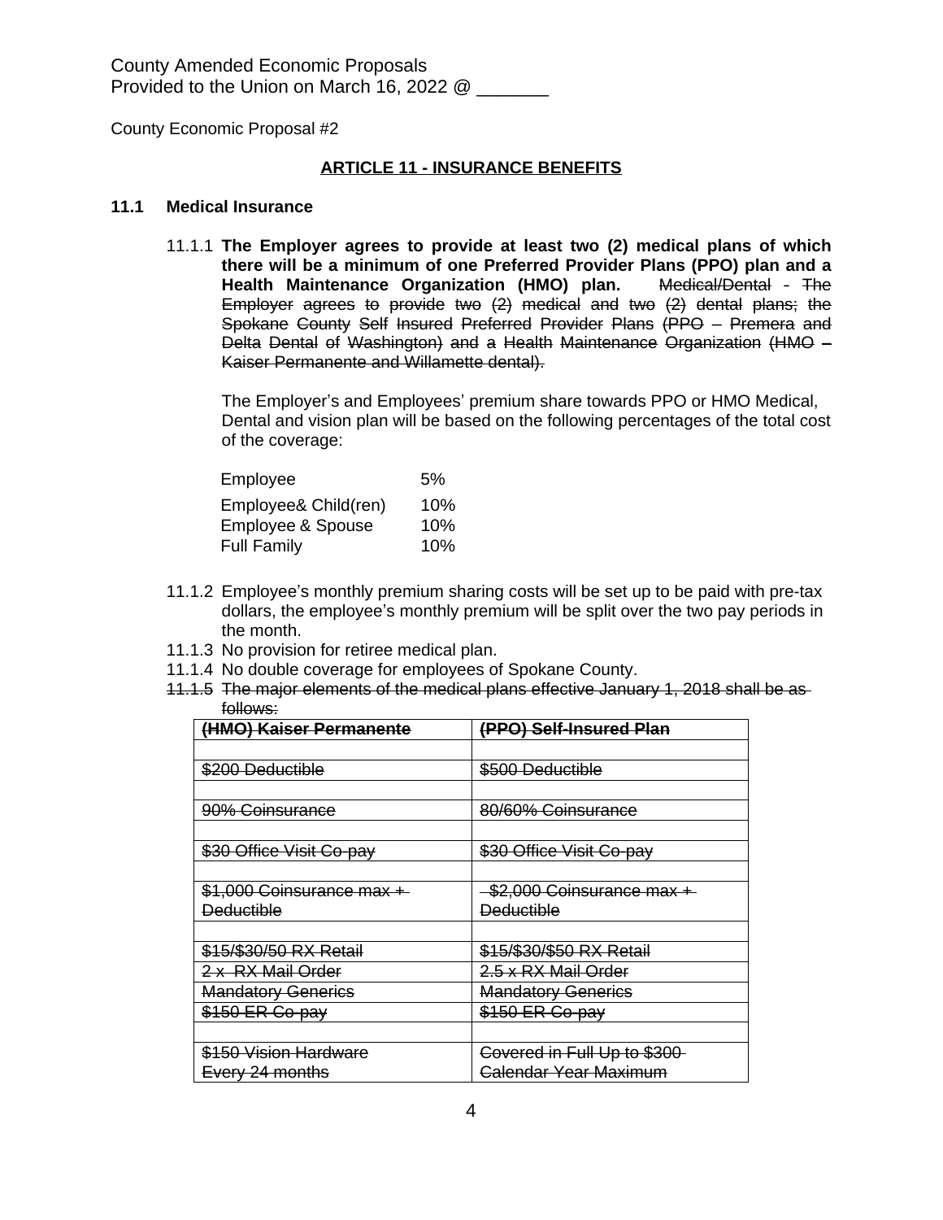County Amended Economic Proposals
Provided to the Union on March 16, 2022 @ _______

County Economic Proposal #2

## ARTICLE 11 - INSURANCE BENEFITS

**11.1 Medical Insurance**

11.1.1 **The Employer agrees to provide at least two (2) medical plans of which there will be a minimum of one Preferred Provider Plans (PPO) plan and a Health Maintenance Organization (HMO) plan.** ~~Medical/Dental - The Employer agrees to provide two (2) medical and two (2) dental plans; the Spokane County Self Insured Preferred Provider Plans (PPO – Premera and Delta Dental of Washington) and a Health Maintenance Organization (HMO – Kaiser Permanente and Willamette dental).~~

The Employer's and Employees' premium share towards PPO or HMO Medical, Dental and vision plan will be based on the following percentages of the total cost of the coverage:

| | |
|---|---|
| Employee | 5% |
| Employee& Child(ren) | 10% |
| Employee & Spouse | 10% |
| Full Family | 10% |

11.1.2 Employee's monthly premium sharing costs will be set up to be paid with pre-tax dollars, the employee's monthly premium will be split over the two pay periods in the month.

11.1.3 No provision for retiree medical plan.

11.1.4 No double coverage for employees of Spokane County.

~~11.1.5 The major elements of the medical plans effective January 1, 2018 shall be as follows:~~

| ~~(HMO) Kaiser Permanente~~ | ~~(PPO) Self-Insured Plan~~ |
|---|---|
| | |
| ~~$200 Deductible~~ | ~~$500 Deductible~~ |
| | |
| ~~90% Coinsurance~~ | ~~80/60% Coinsurance~~ |
| | |
| ~~$30 Office Visit Co-pay~~ | ~~$30 Office Visit Co-pay~~ |
| | |
| ~~$1,000 Coinsurance max + Deductible~~ | ~~$2,000 Coinsurance max + Deductible~~ |
| | |
| ~~$15/$30/50 RX Retail~~ | ~~$15/$30/$50 RX Retail~~ |
| ~~2 x RX Mail Order~~ | ~~2.5 x RX Mail Order~~ |
| ~~Mandatory Generics~~ | ~~Mandatory Generics~~ |
| ~~$150 ER Co-pay~~ | ~~$150 ER Co-pay~~ |
| | |
| ~~$150 Vision Hardware Every 24 months~~ | ~~Covered in Full Up to $300 Calendar Year Maximum~~ |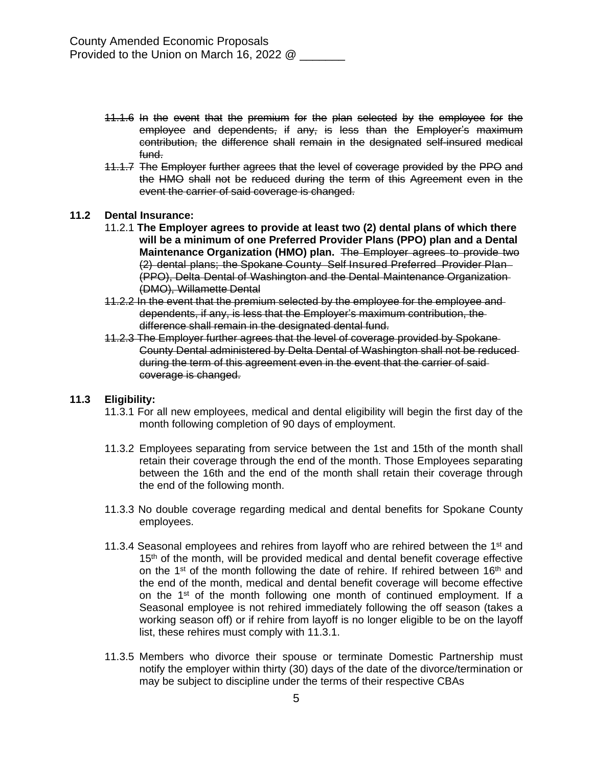County Amended Economic Proposals
Provided to the Union on March 16, 2022 @ _______

- ~~11.1.6 In the event that the premium for the plan selected by the employee for the employee and dependents, if any, is less than the Employer's maximum contribution, the difference shall remain in the designated self-insured medical fund.~~
- ~~11.1.7 The Employer further agrees that the level of coverage provided by the PPO and the HMO shall not be reduced during the term of this Agreement even in the event the carrier of said coverage is changed.~~

**11.2 Dental Insurance:**

- 11.2.1 **The Employer agrees to provide at least two (2) dental plans of which there will be a minimum of one Preferred Provider Plans (PPO) plan and a Dental Maintenance Organization (HMO) plan.** ~~The Employer agrees to provide two (2) dental plans; the Spokane County Self Insured Preferred Provider Plan (PPO), Delta Dental of Washington and the Dental Maintenance Organization (DMO), Willamette Dental~~
- ~~11.2.2 In the event that the premium selected by the employee for the employee and dependents, if any, is less that the Employer's maximum contribution, the difference shall remain in the designated dental fund.~~
- ~~11.2.3 The Employer further agrees that the level of coverage provided by Spokane County Dental administered by Delta Dental of Washington shall not be reduced during the term of this agreement even in the event that the carrier of said coverage is changed.~~

**11.3 Eligibility:**

- 11.3.1 For all new employees, medical and dental eligibility will begin the first day of the month following completion of 90 days of employment.

- 11.3.2 Employees separating from service between the 1st and 15th of the month shall retain their coverage through the end of the month. Those Employees separating between the 16th and the end of the month shall retain their coverage through the end of the following month.

- 11.3.3 No double coverage regarding medical and dental benefits for Spokane County employees.

- 11.3.4 Seasonal employees and rehires from layoff who are rehired between the 1st and 15th of the month, will be provided medical and dental benefit coverage effective on the 1st of the month following the date of rehire. If rehired between 16th and the end of the month, medical and dental benefit coverage will become effective on the 1st of the month following one month of continued employment. If a Seasonal employee is not rehired immediately following the off season (takes a working season off) or if rehire from layoff is no longer eligible to be on the layoff list, these rehires must comply with 11.3.1.

- 11.3.5 Members who divorce their spouse or terminate Domestic Partnership must notify the employer within thirty (30) days of the date of the divorce/termination or may be subject to discipline under the terms of their respective CBAs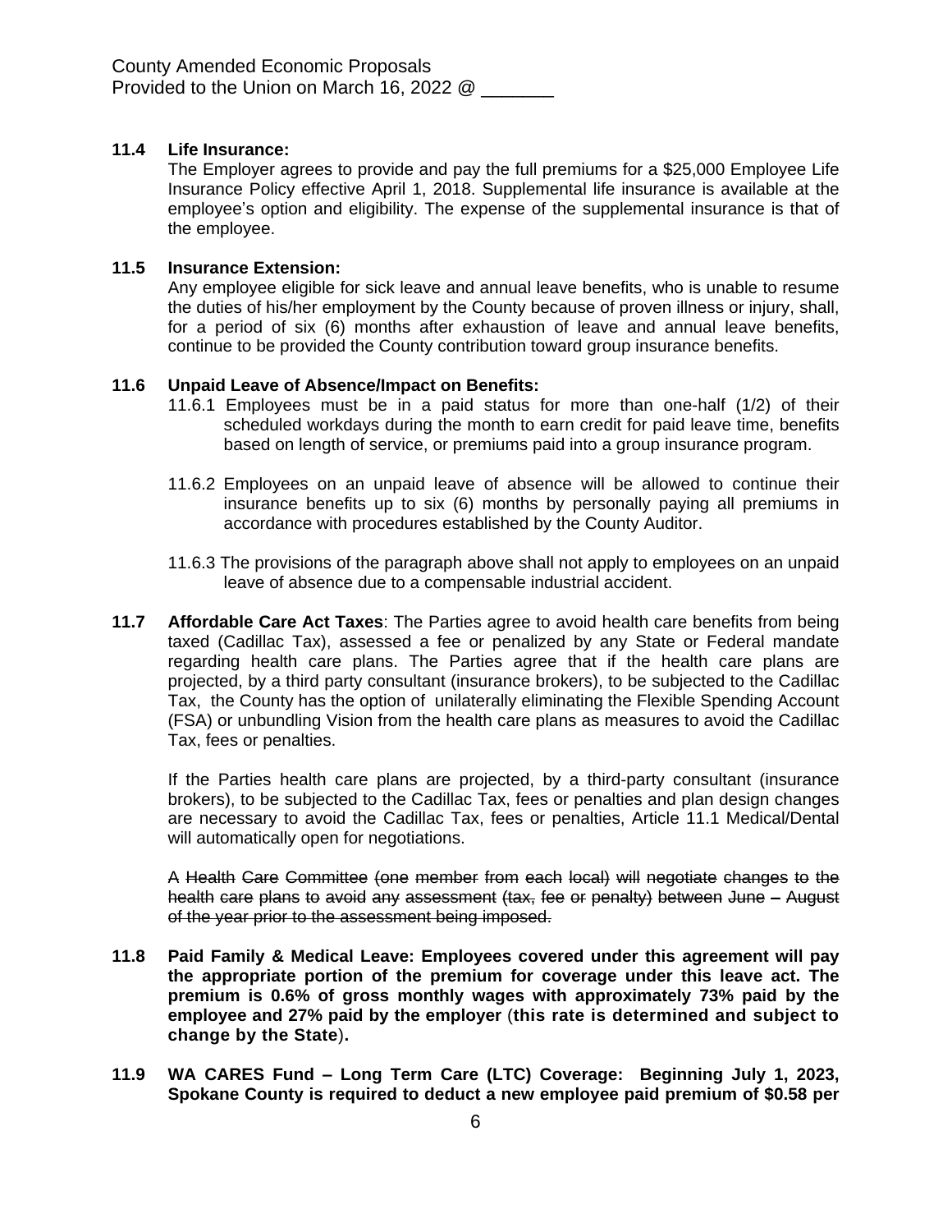County Amended Economic Proposals
Provided to the Union on March 16, 2022 @ _______

**11.4 Life Insurance:**
The Employer agrees to provide and pay the full premiums for a $25,000 Employee Life Insurance Policy effective April 1, 2018. Supplemental life insurance is available at the employee's option and eligibility. The expense of the supplemental insurance is that of the employee.

**11.5 Insurance Extension:**
Any employee eligible for sick leave and annual leave benefits, who is unable to resume the duties of his/her employment by the County because of proven illness or injury, shall, for a period of six (6) months after exhaustion of leave and annual leave benefits, continue to be provided the County contribution toward group insurance benefits.

**11.6 Unpaid Leave of Absence/Impact on Benefits:**

11.6.1 Employees must be in a paid status for more than one-half (1/2) of their scheduled workdays during the month to earn credit for paid leave time, benefits based on length of service, or premiums paid into a group insurance program.

11.6.2 Employees on an unpaid leave of absence will be allowed to continue their insurance benefits up to six (6) months by personally paying all premiums in accordance with procedures established by the County Auditor.

11.6.3 The provisions of the paragraph above shall not apply to employees on an unpaid leave of absence due to a compensable industrial accident.

**11.7 Affordable Care Act Taxes**: The Parties agree to avoid health care benefits from being taxed (Cadillac Tax), assessed a fee or penalized by any State or Federal mandate regarding health care plans. The Parties agree that if the health care plans are projected, by a third party consultant (insurance brokers), to be subjected to the Cadillac Tax, the County has the option of unilaterally eliminating the Flexible Spending Account (FSA) or unbundling Vision from the health care plans as measures to avoid the Cadillac Tax, fees or penalties.

If the Parties health care plans are projected, by a third-party consultant (insurance brokers), to be subjected to the Cadillac Tax, fees or penalties and plan design changes are necessary to avoid the Cadillac Tax, fees or penalties, Article 11.1 Medical/Dental will automatically open for negotiations.

A ~~Health Care Committee (one member from each local) will negotiate changes to the health care plans to avoid any assessment (tax, fee or penalty) between June – August of the year prior to the assessment being imposed.~~

**11.8 Paid Family & Medical Leave: Employees covered under this agreement will pay the appropriate portion of the premium for coverage under this leave act. The premium is 0.6% of gross monthly wages with approximately 73% paid by the employee and 27% paid by the employer (this rate is determined and subject to change by the State).**

**11.9 WA CARES Fund – Long Term Care (LTC) Coverage: Beginning July 1, 2023, Spokane County is required to deduct a new employee paid premium of $0.58 per**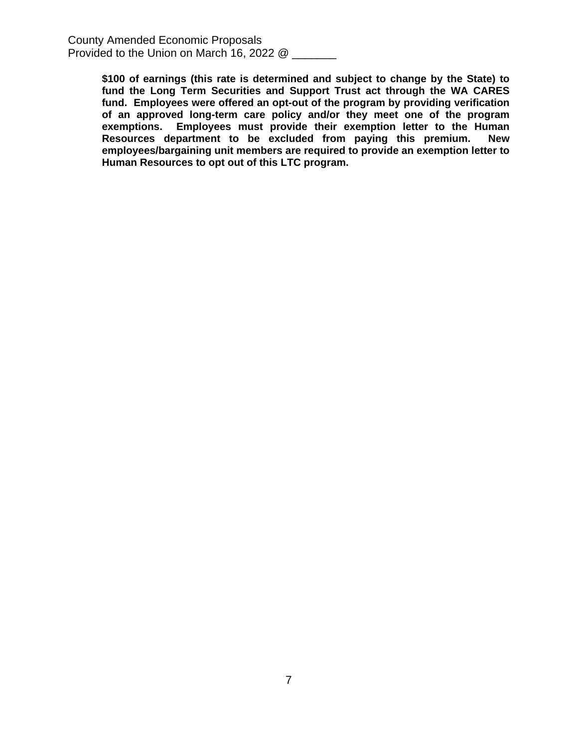**$100 of earnings (this rate is determined and subject to change by the State) to fund the Long Term Securities and Support Trust act through the WA CARES fund. Employees were offered an opt-out of the program by providing verification of an approved long-term care policy and/or they meet one of the program exemptions. Employees must provide their exemption letter to the Human Resources department to be excluded from paying this premium. New employees/bargaining unit members are required to provide an exemption letter to Human Resources to opt out of this LTC program.**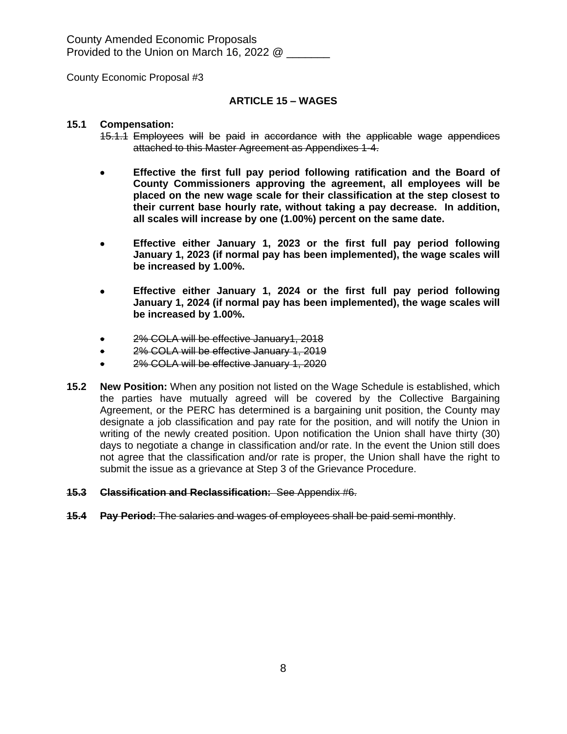County Amended Economic Proposals
Provided to the Union on March 16, 2022 @ _______

County Economic Proposal #3

## ARTICLE 15 – WAGES

**15.1 Compensation:**

~~15.1.1 Employees will be paid in accordance with the applicable wage appendices attached to this Master Agreement as Appendixes 1-4.~~

- **Effective the first full pay period following ratification and the Board of County Commissioners approving the agreement, all employees will be placed on the new wage scale for their classification at the step closest to their current base hourly rate, without taking a pay decrease. In addition, all scales will increase by one (1.00%) percent on the same date.**

- **Effective either January 1, 2023 or the first full pay period following January 1, 2023 (if normal pay has been implemented), the wage scales will be increased by 1.00%.**

- **Effective either January 1, 2024 or the first full pay period following January 1, 2024 (if normal pay has been implemented), the wage scales will be increased by 1.00%.**

- ~~2% COLA will be effective January1, 2018~~
- ~~2% COLA will be effective January 1, 2019~~
- ~~2% COLA will be effective January 1, 2020~~

**15.2 New Position:** When any position not listed on the Wage Schedule is established, which the parties have mutually agreed will be covered by the Collective Bargaining Agreement, or the PERC has determined is a bargaining unit position, the County may designate a job classification and pay rate for the position, and will notify the Union in writing of the newly created position. Upon notification the Union shall have thirty (30) days to negotiate a change in classification and/or rate. In the event the Union still does not agree that the classification and/or rate is proper, the Union shall have the right to submit the issue as a grievance at Step 3 of the Grievance Procedure.

~~**15.3 Classification and Reclassification:** See Appendix #6.~~

~~**15.4 Pay Period:** The salaries and wages of employees shall be paid semi-monthly~~.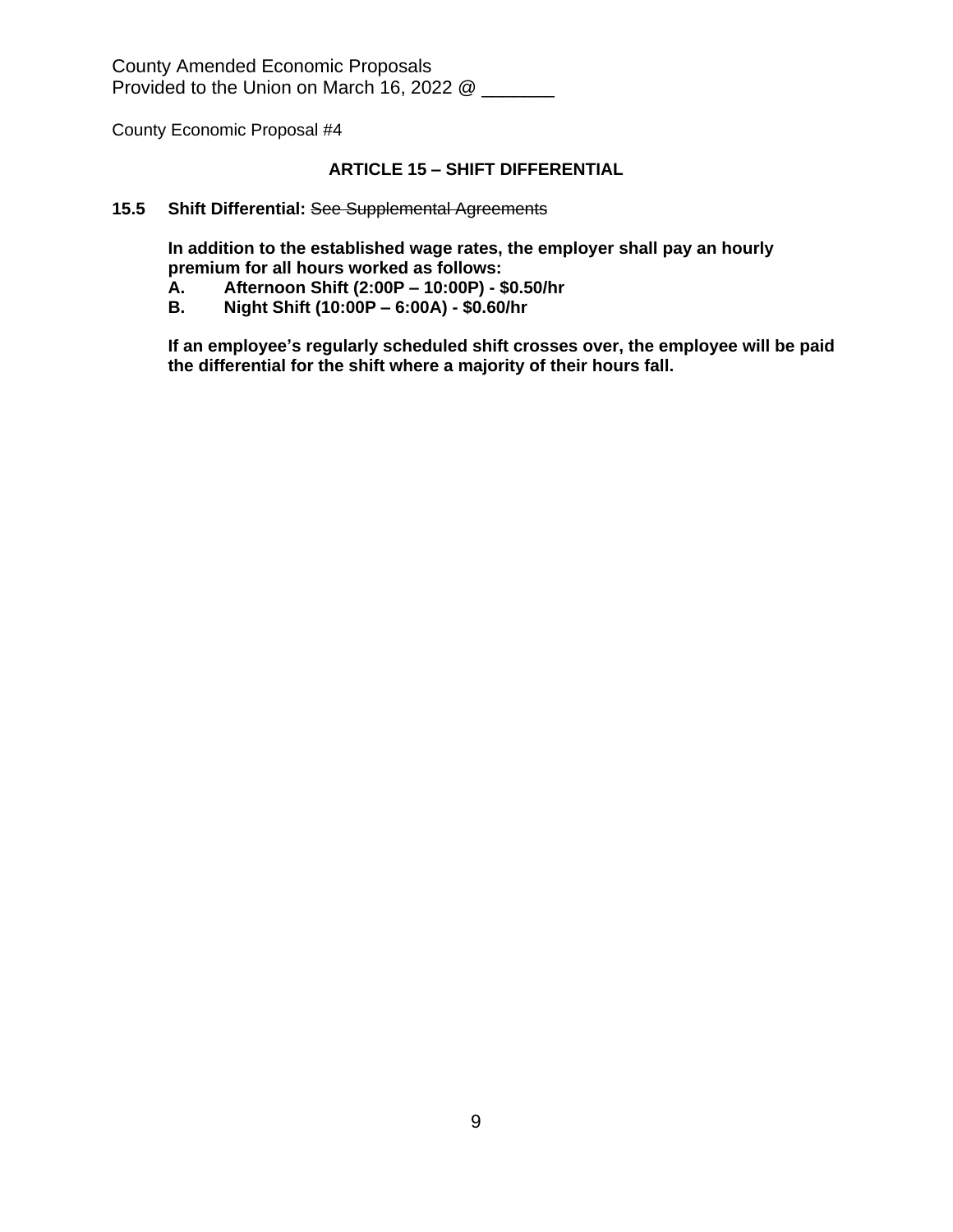County Amended Economic Proposals
Provided to the Union on March 16, 2022 @ _______

County Economic Proposal #4

## ARTICLE 15 – SHIFT DIFFERENTIAL

**15.5 Shift Differential:** ~~See Supplemental Agreements~~

**In addition to the established wage rates, the employer shall pay an hourly premium for all hours worked as follows:**

**A. Afternoon Shift (2:00P – 10:00P) - $0.50/hr**

**B. Night Shift (10:00P – 6:00A) - $0.60/hr**

**If an employee's regularly scheduled shift crosses over, the employee will be paid the differential for the shift where a majority of their hours fall.**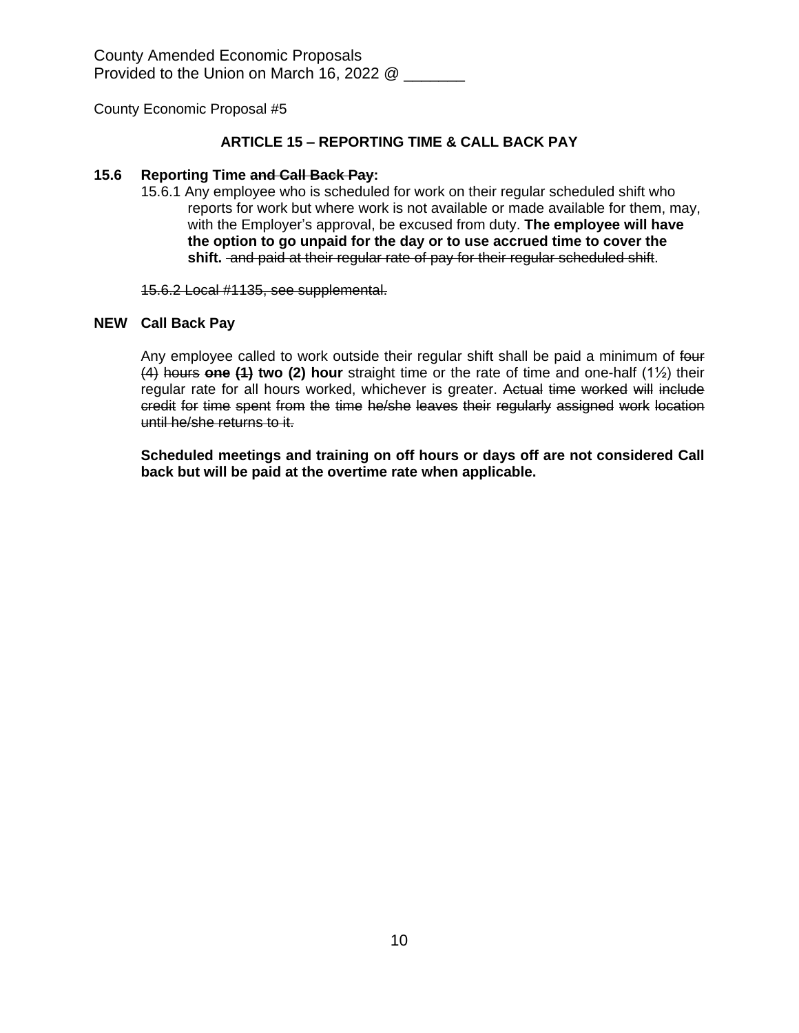County Amended Economic Proposals
Provided to the Union on March 16, 2022 @ _______

County Economic Proposal #5

## ARTICLE 15 – REPORTING TIME & CALL BACK PAY

**15.6 Reporting Time ~~and Call Back Pay~~:**

15.6.1 Any employee who is scheduled for work on their regular scheduled shift who reports for work but where work is not available or made available for them, may, with the Employer's approval, be excused from duty. **The employee will have the option to go unpaid for the day or to use accrued time to cover the shift.** ~~and paid at their regular rate of pay for their regular scheduled shift~~.

~~15.6.2 Local #1135, see supplemental.~~

**NEW Call Back Pay**

Any employee called to work outside their regular shift shall be paid a minimum of ~~four (4) hours~~ **~~one (1)~~ two (2) hour** straight time or the rate of time and one-half (1½) their regular rate for all hours worked, whichever is greater. ~~Actual time worked will include credit for time spent from the time he/she leaves their regularly assigned work location until he/she returns to it.~~

**Scheduled meetings and training on off hours or days off are not considered Call back but will be paid at the overtime rate when applicable.**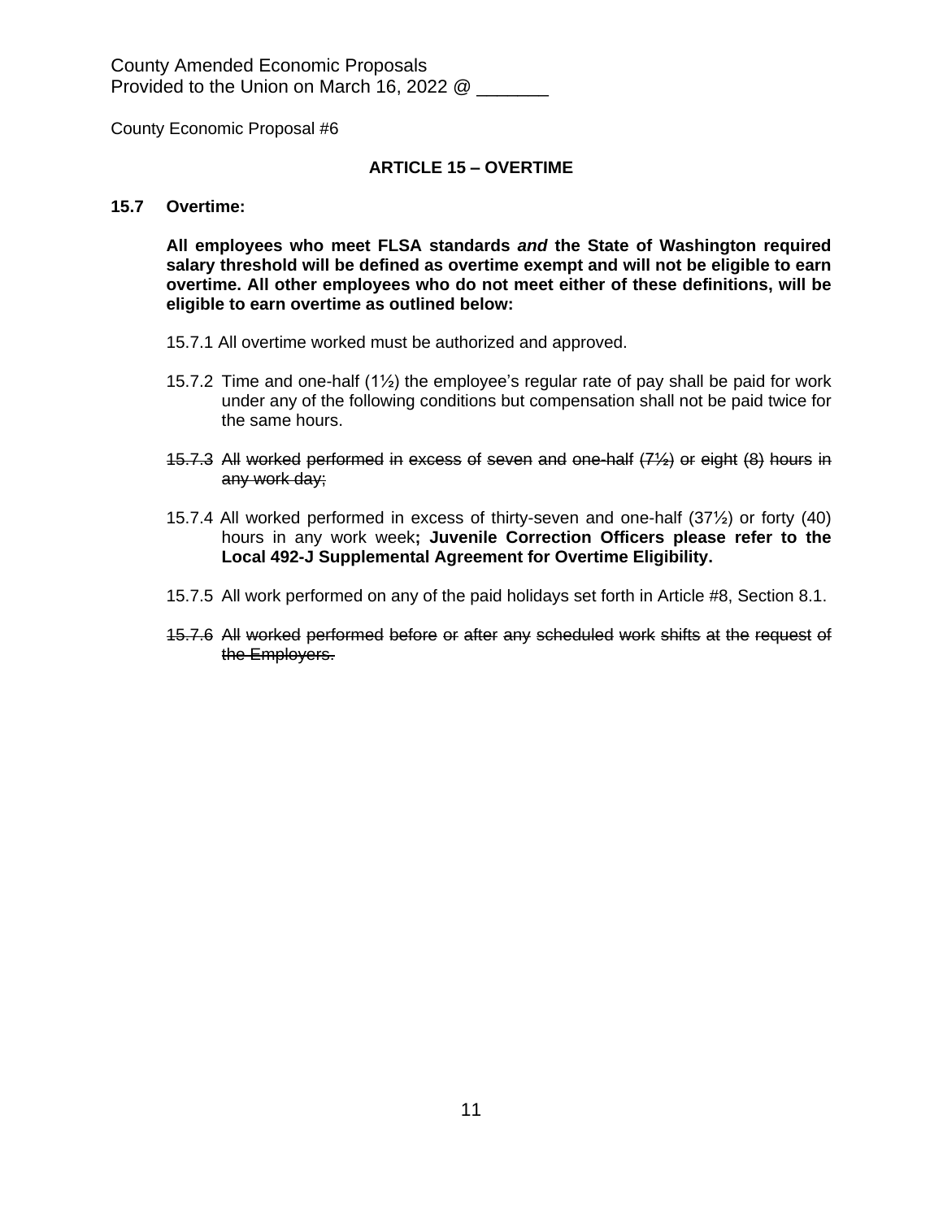County Amended Economic Proposals
Provided to the Union on March 16, 2022 @ _______

County Economic Proposal #6

## ARTICLE 15 – OVERTIME

**15.7 Overtime:**

**All employees who meet FLSA standards *and* the State of Washington required salary threshold will be defined as overtime exempt and will not be eligible to earn overtime. All other employees who do not meet either of these definitions, will be eligible to earn overtime as outlined below:**

15.7.1 All overtime worked must be authorized and approved.

15.7.2 Time and one-half (1½) the employee's regular rate of pay shall be paid for work under any of the following conditions but compensation shall not be paid twice for the same hours.

~~15.7.3 All worked performed in excess of seven and one-half (7½) or eight (8) hours in any work day;~~

15.7.4 All worked performed in excess of thirty-seven and one-half (37½) or forty (40) hours in any work week**; Juvenile Correction Officers please refer to the Local 492-J Supplemental Agreement for Overtime Eligibility.**

15.7.5 All work performed on any of the paid holidays set forth in Article #8, Section 8.1.

~~15.7.6 All worked performed before or after any scheduled work shifts at the request of the Employers.~~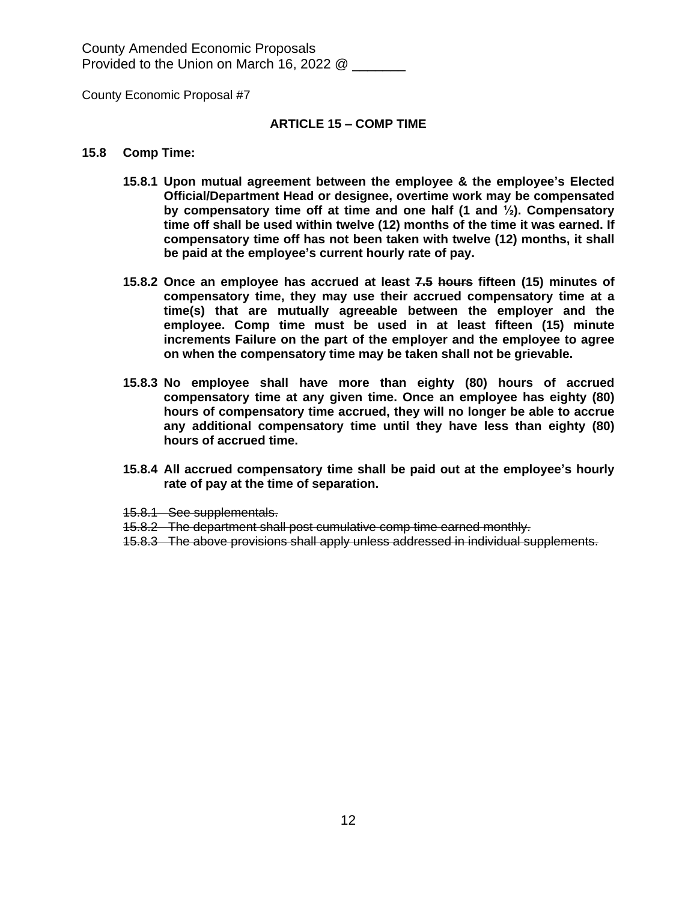County Amended Economic Proposals
Provided to the Union on March 16, 2022 @ _______

County Economic Proposal #7

**ARTICLE 15 – COMP TIME**

**15.8 Comp Time:**

**15.8.1 Upon mutual agreement between the employee & the employee's Elected Official/Department Head or designee, overtime work may be compensated by compensatory time off at time and one half (1 and ½). Compensatory time off shall be used within twelve (12) months of the time it was earned. If compensatory time off has not been taken with twelve (12) months, it shall be paid at the employee's current hourly rate of pay.**

**15.8.2 Once an employee has accrued at least ~~7.5 hours~~ fifteen (15) minutes of compensatory time, they may use their accrued compensatory time at a time(s) that are mutually agreeable between the employer and the employee. Comp time must be used in at least fifteen (15) minute increments Failure on the part of the employer and the employee to agree on when the compensatory time may be taken shall not be grievable.**

**15.8.3 No employee shall have more than eighty (80) hours of accrued compensatory time at any given time. Once an employee has eighty (80) hours of compensatory time accrued, they will no longer be able to accrue any additional compensatory time until they have less than eighty (80) hours of accrued time.**

**15.8.4 All accrued compensatory time shall be paid out at the employee's hourly rate of pay at the time of separation.**

~~15.8.1 See supplementals.~~
~~15.8.2 The department shall post cumulative comp time earned monthly.~~
~~15.8.3 The above provisions shall apply unless addressed in individual supplements.~~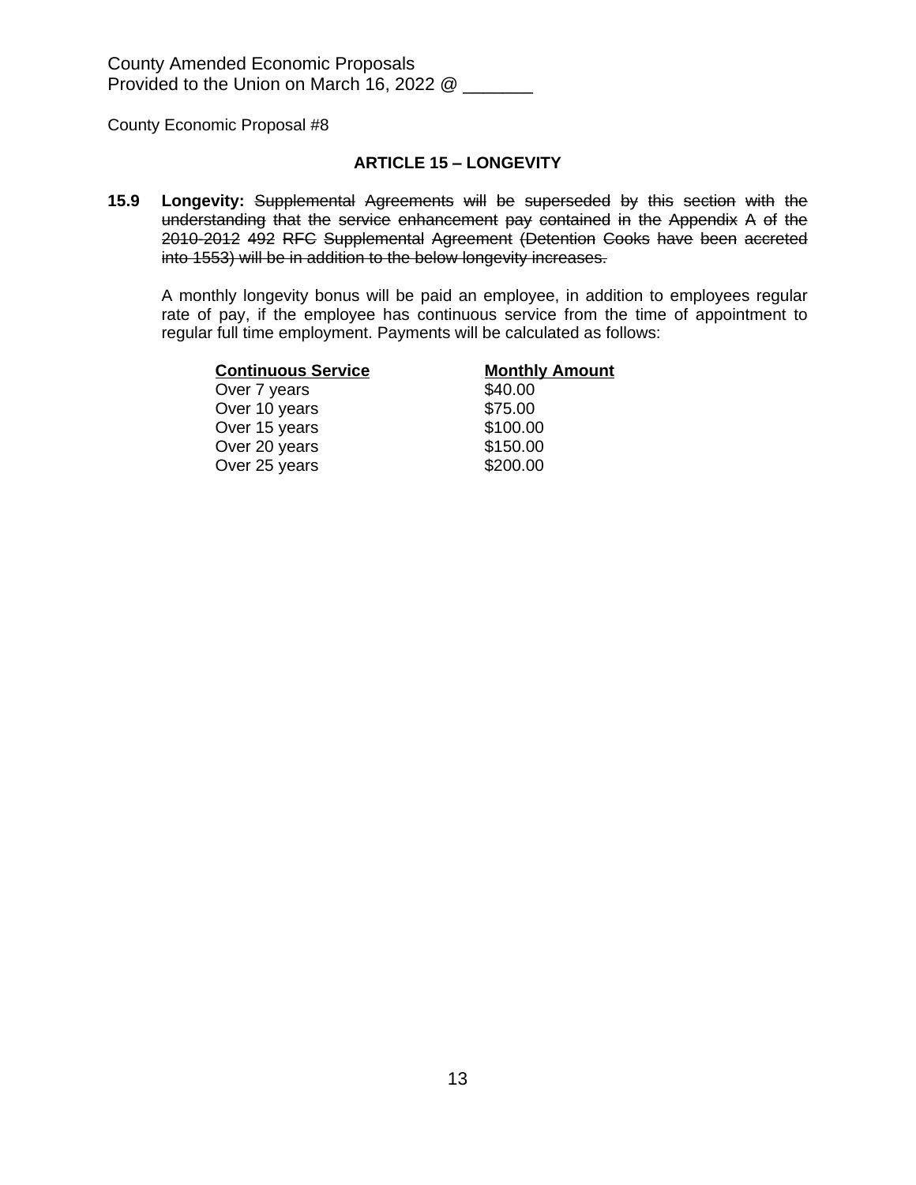County Amended Economic Proposals
Provided to the Union on March 16, 2022 @ _______

County Economic Proposal #8

### ARTICLE 15 – LONGEVITY

**15.9 Longevity:** ~~Supplemental Agreements will be superseded by this section with the understanding that the service enhancement pay contained in the Appendix A of the 2010-2012 492 RFC Supplemental Agreement (Detention Cooks have been accreted into 1553) will be in addition to the below longevity increases.~~

A monthly longevity bonus will be paid an employee, in addition to employees regular rate of pay, if the employee has continuous service from the time of appointment to regular full time employment. Payments will be calculated as follows:

| Continuous Service | Monthly Amount |
|---|---|
| Over 7 years | $40.00 |
| Over 10 years | $75.00 |
| Over 15 years | $100.00 |
| Over 20 years | $150.00 |
| Over 25 years | $200.00 |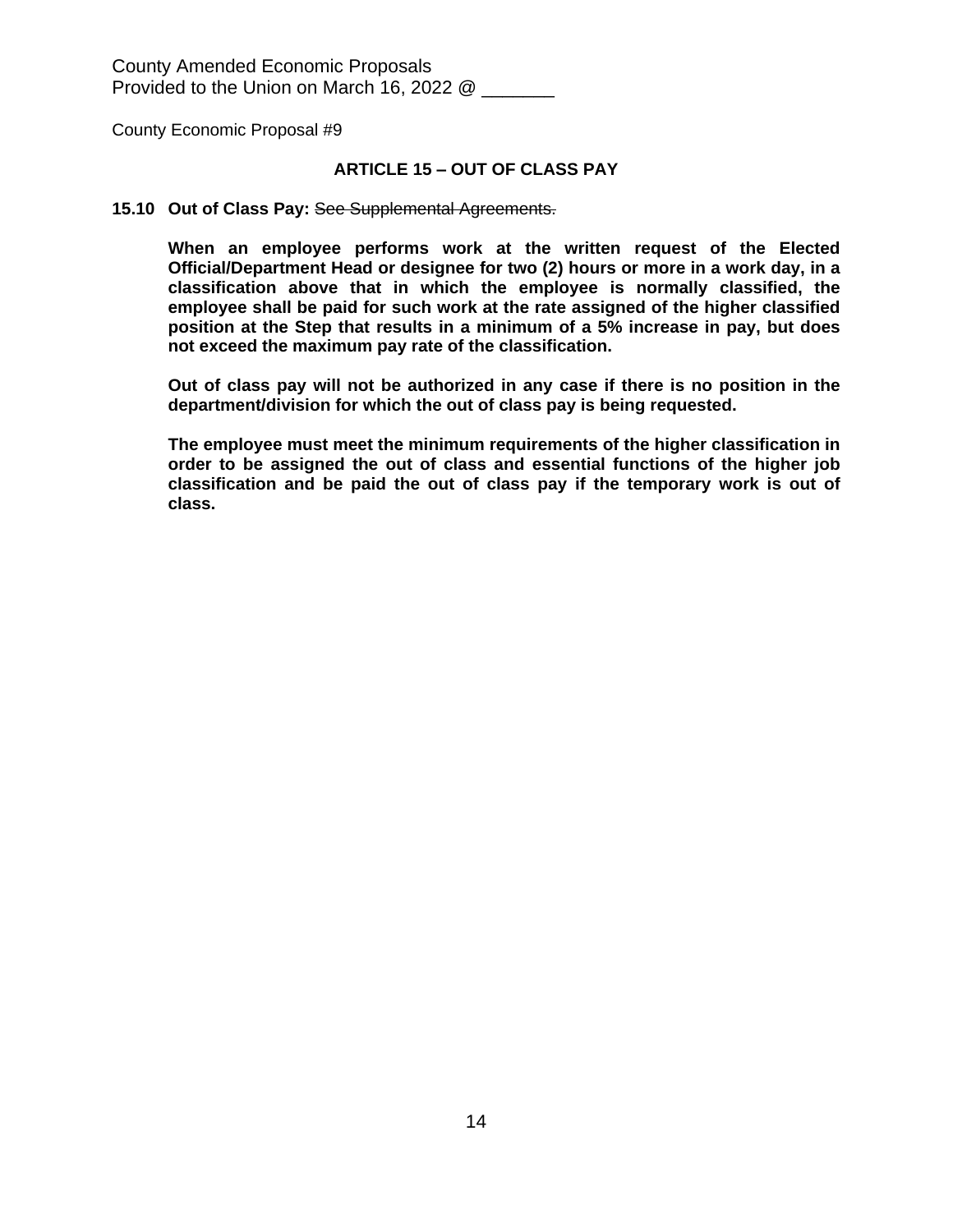County Amended Economic Proposals
Provided to the Union on March 16, 2022 @ _______

County Economic Proposal #9

### ARTICLE 15 – OUT OF CLASS PAY

**15.10 Out of Class Pay:** ~~See Supplemental Agreements.~~

**When an employee performs work at the written request of the Elected Official/Department Head or designee for two (2) hours or more in a work day, in a classification above that in which the employee is normally classified, the employee shall be paid for such work at the rate assigned of the higher classified position at the Step that results in a minimum of a 5% increase in pay, but does not exceed the maximum pay rate of the classification.**

**Out of class pay will not be authorized in any case if there is no position in the department/division for which the out of class pay is being requested.**

**The employee must meet the minimum requirements of the higher classification in order to be assigned the out of class and essential functions of the higher job classification and be paid the out of class pay if the temporary work is out of class.**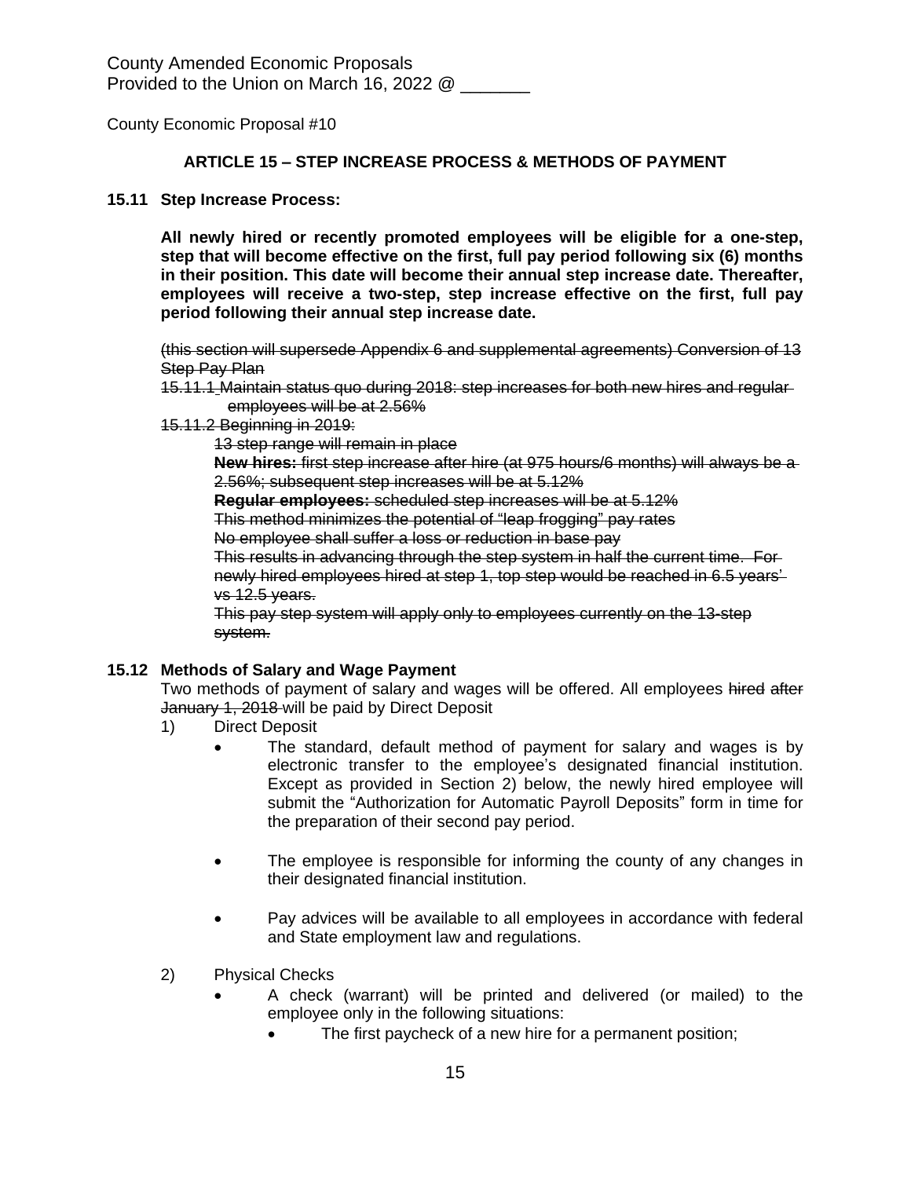County Amended Economic Proposals
Provided to the Union on March 16, 2022 @ _______

County Economic Proposal #10

## ARTICLE 15 – STEP INCREASE PROCESS & METHODS OF PAYMENT

**15.11 Step Increase Process:**

**All newly hired or recently promoted employees will be eligible for a one-step, step that will become effective on the first, full pay period following six (6) months in their position. This date will become their annual step increase date. Thereafter, employees will receive a two-step, step increase effective on the first, full pay period following their annual step increase date.**

~~(this section will supersede Appendix 6 and supplemental agreements) Conversion of 13 Step Pay Plan~~

~~15.11.1 Maintain status quo during 2018: step increases for both new hires and regular employees will be at 2.56%~~

~~15.11.2 Beginning in 2019:~~

~~13 step range will remain in place~~

~~**New hires:** first step increase after hire (at 975 hours/6 months) will always be a 2.56%; subsequent step increases will be at 5.12%~~

~~**Regular employees:** scheduled step increases will be at 5.12%~~

~~This method minimizes the potential of "leap frogging" pay rates~~

~~No employee shall suffer a loss or reduction in base pay~~

~~This results in advancing through the step system in half the current time. For newly hired employees hired at step 1, top step would be reached in 6.5 years' vs 12.5 years.~~

~~This pay step system will apply only to employees currently on the 13-step system.~~

**15.12 Methods of Salary and Wage Payment**

Two methods of payment of salary and wages will be offered. All employees ~~hired after January 1, 2018~~ will be paid by Direct Deposit

1) Direct Deposit
   - The standard, default method of payment for salary and wages is by electronic transfer to the employee's designated financial institution. Except as provided in Section 2) below, the newly hired employee will submit the "Authorization for Automatic Payroll Deposits" form in time for the preparation of their second pay period.
   - The employee is responsible for informing the county of any changes in their designated financial institution.
   - Pay advices will be available to all employees in accordance with federal and State employment law and regulations.

2) Physical Checks
   - A check (warrant) will be printed and delivered (or mailed) to the employee only in the following situations:
     - The first paycheck of a new hire for a permanent position;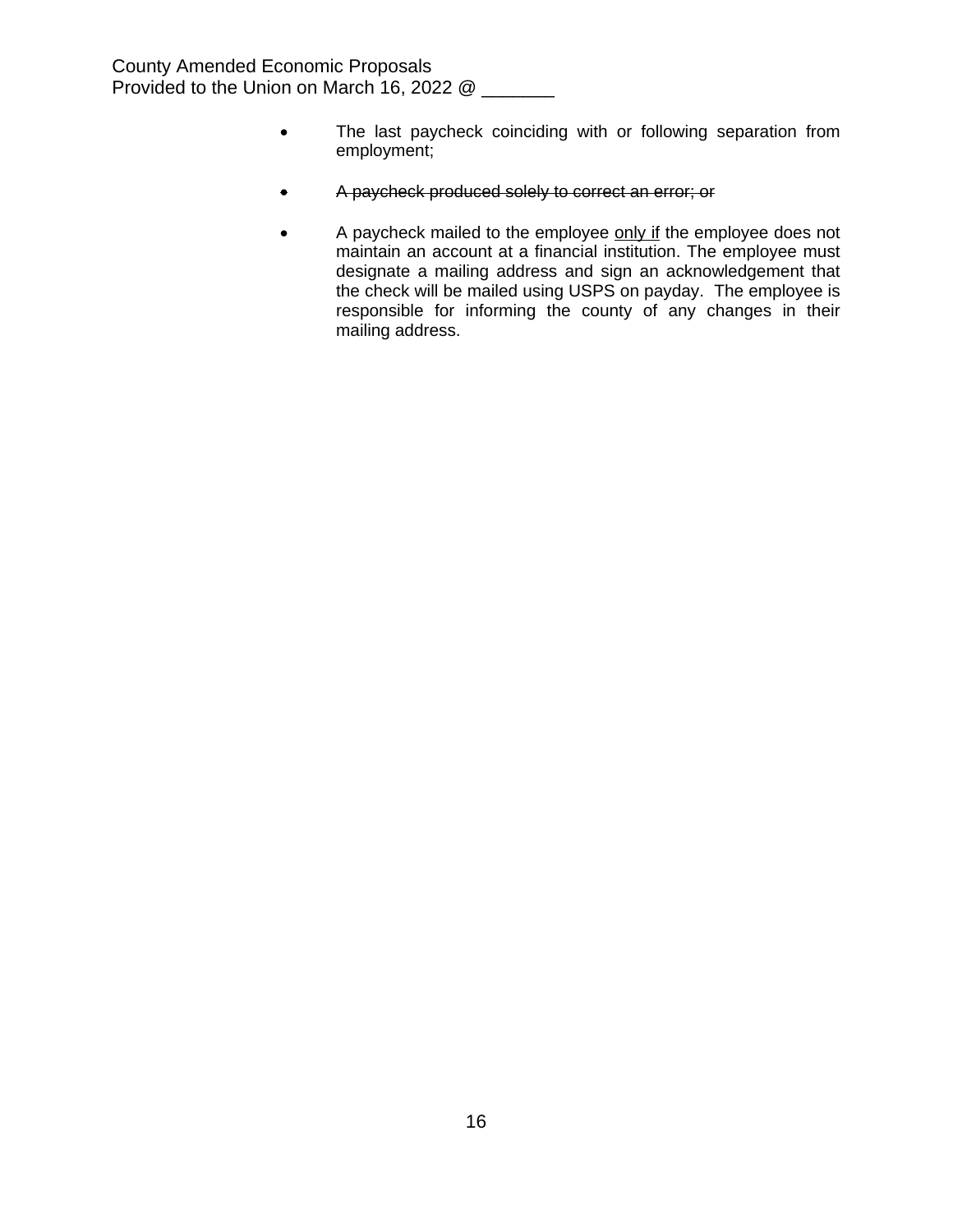- The last paycheck coinciding with or following separation from employment;

- ~~A paycheck produced solely to correct an error; or~~

- A paycheck mailed to the employee <u>only if</u> the employee does not maintain an account at a financial institution. The employee must designate a mailing address and sign an acknowledgement that the check will be mailed using USPS on payday. The employee is responsible for informing the county of any changes in their mailing address.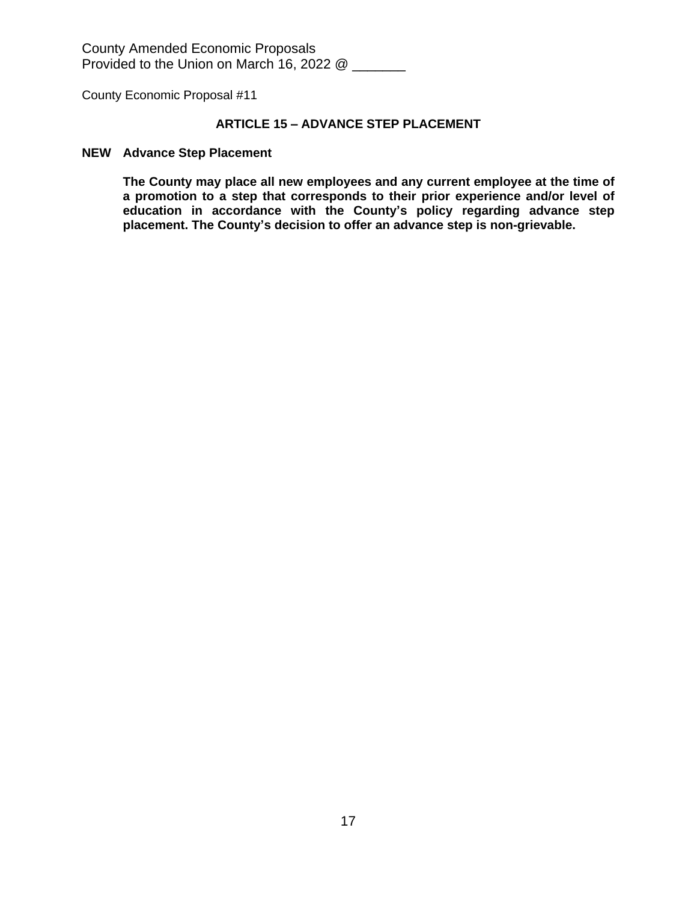County Amended Economic Proposals
Provided to the Union on March 16, 2022 @ _______

County Economic Proposal #11

## ARTICLE 15 – ADVANCE STEP PLACEMENT

**NEW Advance Step Placement**

**The County may place all new employees and any current employee at the time of a promotion to a step that corresponds to their prior experience and/or level of education in accordance with the County's policy regarding advance step placement. The County's decision to offer an advance step is non-grievable.**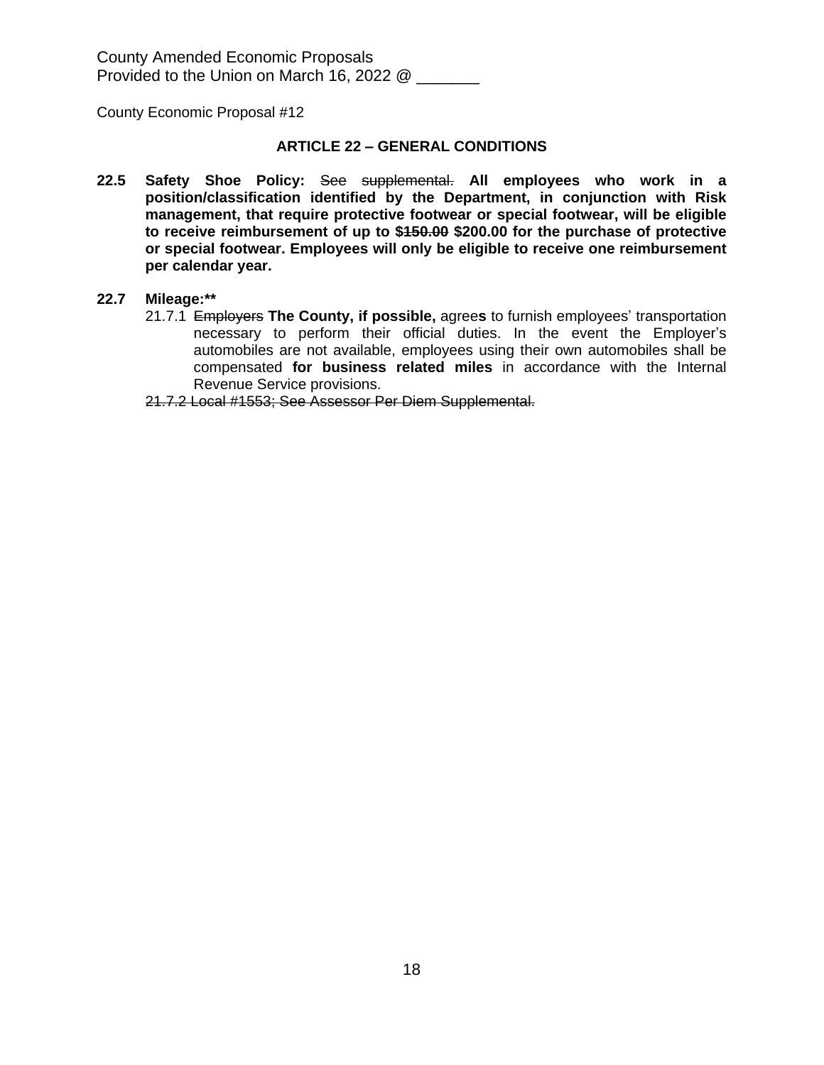County Amended Economic Proposals
Provided to the Union on March 16, 2022 @ _______

County Economic Proposal #12

### ARTICLE 22 – GENERAL CONDITIONS

**22.5 Safety Shoe Policy:** ~~See supplemental.~~ **All employees who work in a position/classification identified by the Department, in conjunction with Risk management, that require protective footwear or special footwear, will be eligible to receive reimbursement of up to $~~150.00~~ $200.00 for the purchase of protective or special footwear. Employees will only be eligible to receive one reimbursement per calendar year.**

**22.7 Mileage:****

21.7.1 ~~Employers~~ **The County, if possible,** agree**s** to furnish employees' transportation necessary to perform their official duties. In the event the Employer's automobiles are not available, employees using their own automobiles shall be compensated **for business related miles** in accordance with the Internal Revenue Service provisions.

~~21.7.2 Local #1553; See Assessor Per Diem Supplemental.~~